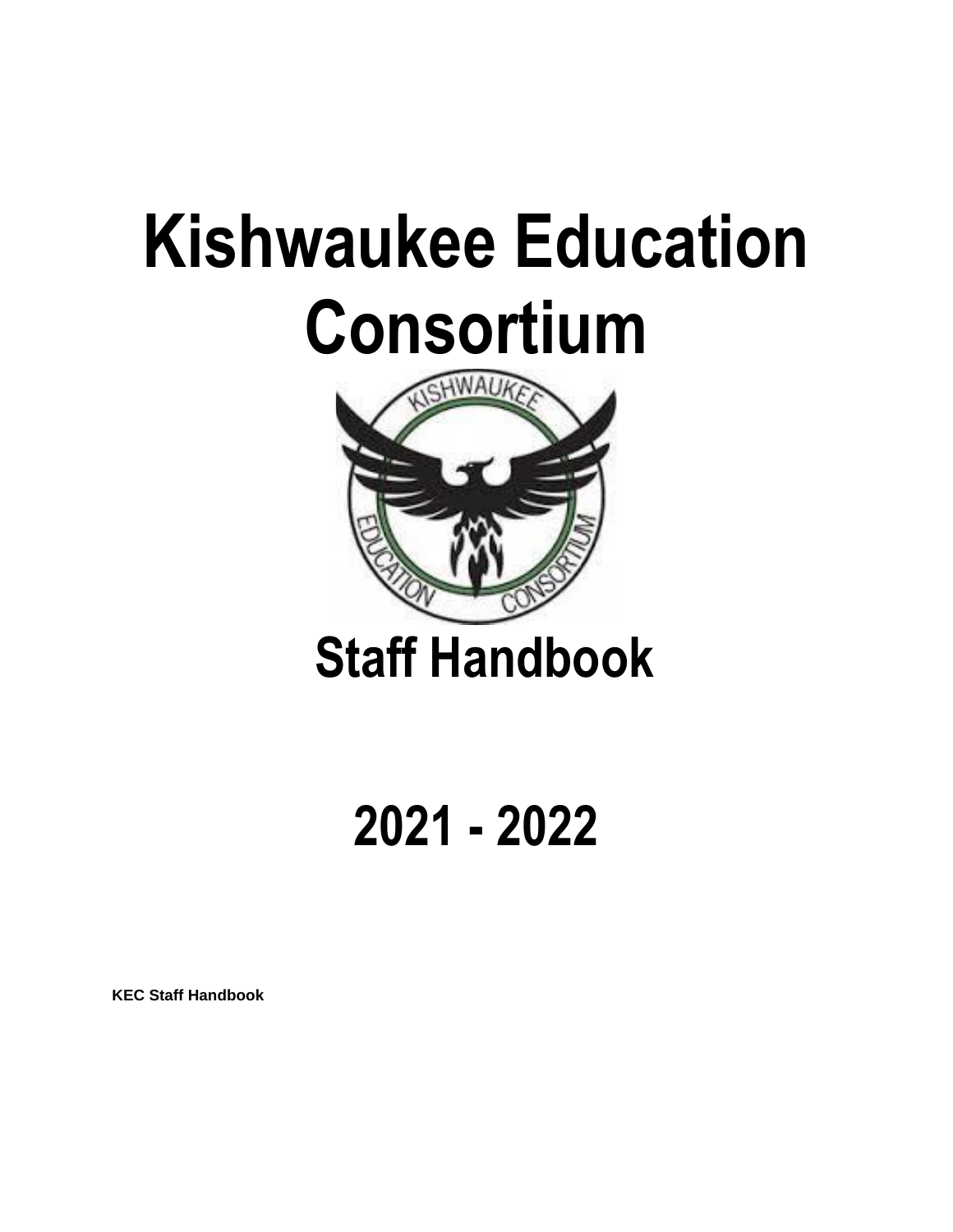# Kishwaukee Education Consortium

## Staff Handbook

## 2021 - 2022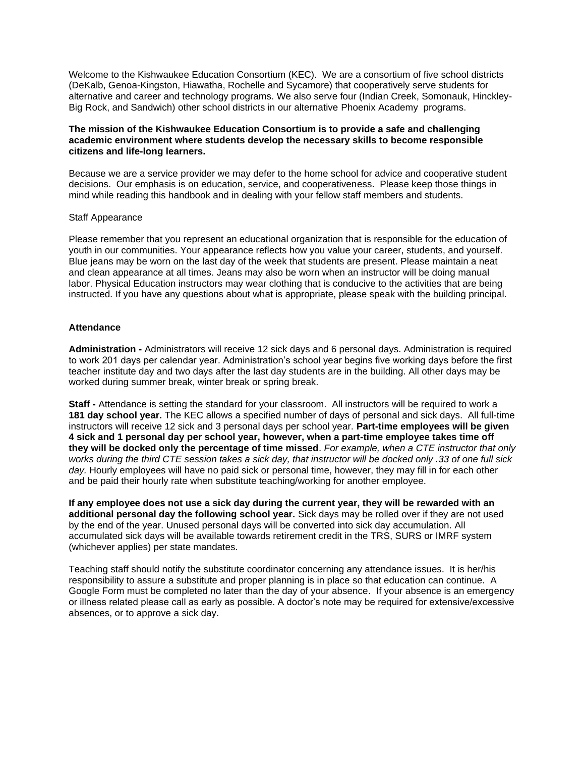Welcome to the Kishwaukee Education Consortium (KEC).  We are a consortium of five school districts (DeKalb, Genoa-Kingston, Hiawatha, Rochelle and Sycamore) that cooperatively serve students for alternative and career and technology programs. We also serve four (Indian Creek, Somonauk, Hinckley-Big Rock, and Sandwich) other school districts in our alternative Phoenix Academy  programs.

**The mission of the Kishwaukee Education Consortium is to provide a safe and challenging academic environment where students develop the necessary skills to become responsible citizens and life-long learners.**

Because we are a service provider we may defer to the home school for advice and cooperative student decisions.  Our emphasis is on education, service, and cooperativeness.  Please keep those things in mind while reading this handbook and in dealing with your fellow staff members and students.

Staff Appearance

Please remember that you represent an educational organization that is responsible for the education of youth in our communities. Your appearance reflects how you value your career, students, and yourself. Blue jeans may be worn on the last day of the week that students are present. Please maintain a neat and clean appearance at all times. Jeans may also be worn when an instructor will be doing manual labor. Physical Education instructors may wear clothing that is conducive to the activities that are being instructed. If you have any questions about what is appropriate, please speak with the building principal.

**Attendance**

**Administration -** Administrators will receive 12 sick days and 6 personal days. Administration is required to work 201 days per calendar year. Administration's school year begins five working days before the first teacher institute day and two days after the last day students are in the building. All other days may be worked during summer break, winter break or spring break.

**Staff -** Attendance is setting the standard for your classroom.  All instructors will be required to work a **181 day school year.** The KEC allows a specified number of days of personal and sick days.  All full-time instructors will receive 12 sick and 3 personal days per school year. **Part-time employees will be given 4 sick and 1 personal day per school year, however, when a part-time employee takes time off they will be docked only the percentage of time missed**. *For example, when a CTE instructor that only works during the third CTE session takes a sick day, that instructor will be docked only .33 of one full sick day.* Hourly employees will have no paid sick or personal time, however, they may fill in for each other and be paid their hourly rate when substitute teaching/working for another employee.

**If any employee does not use a sick day during the current year, they will be rewarded with an additional personal day the following school year.** Sick days may be rolled over if they are not used by the end of the year. Unused personal days will be converted into sick day accumulation. All accumulated sick days will be available towards retirement credit in the TRS, SURS or IMRF system (whichever applies) per state mandates.

Teaching staff should notify the substitute coordinator concerning any attendance issues.  It is her/his responsibility to assure a substitute and proper planning is in place so that education can continue.  A Google Form must be completed no later than the day of your absence.  If your absence is an emergency or illness related please call as early as possible. A doctor's note may be required for extensive/excessive absences, or to approve a sick day.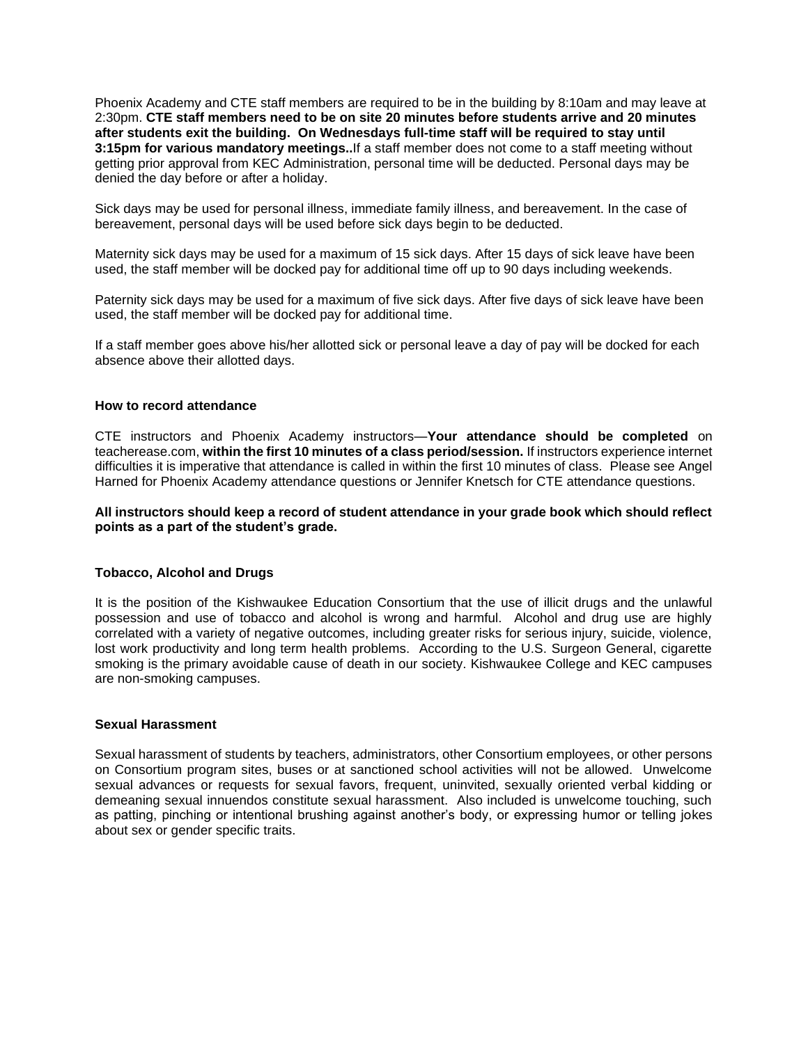Phoenix Academy and CTE staff members are required to be in the building by 8:10am and may leave at 2:30pm. **CTE staff members need to be on site 20 minutes before students arrive and 20 minutes after students exit the building. On Wednesdays full-time staff will be required to stay until 3:15pm for various mandatory meetings..** If a staff member does not come to a staff meeting without getting prior approval from KEC Administration, personal time will be deducted. Personal days may be denied the day before or after a holiday.

Sick days may be used for personal illness, immediate family illness, and bereavement. In the case of bereavement, personal days will be used before sick days begin to be deducted.

Maternity sick days may be used for a maximum of 15 sick days. After 15 days of sick leave have been used, the staff member will be docked pay for additional time off up to 90 days including weekends.

Paternity sick days may be used for a maximum of five sick days. After five days of sick leave have been used, the staff member will be docked pay for additional time.

If a staff member goes above his/her allotted sick or personal leave a day of pay will be docked for each absence above their allotted days.

### How to record attendance

CTE instructors and Phoenix Academy instructors—**Your attendance should be completed** on teacherease.com, **within the first 10 minutes of a class period/session.** If instructors experience internet difficulties it is imperative that attendance is called in within the first 10 minutes of class. Please see Angel Harned for Phoenix Academy attendance questions or Jennifer Knetsch for CTE attendance questions.

**All instructors should keep a record of student attendance in your grade book which should reflect points as a part of the student's grade.**

### Tobacco, Alcohol and Drugs

It is the position of the Kishwaukee Education Consortium that the use of illicit drugs and the unlawful possession and use of tobacco and alcohol is wrong and harmful. Alcohol and drug use are highly correlated with a variety of negative outcomes, including greater risks for serious injury, suicide, violence, lost work productivity and long term health problems. According to the U.S. Surgeon General, cigarette smoking is the primary avoidable cause of death in our society. Kishwaukee College and KEC campuses are non-smoking campuses.

### Sexual Harassment

Sexual harassment of students by teachers, administrators, other Consortium employees, or other persons on Consortium program sites, buses or at sanctioned school activities will not be allowed. Unwelcome sexual advances or requests for sexual favors, frequent, uninvited, sexually oriented verbal kidding or demeaning sexual innuendos constitute sexual harassment. Also included is unwelcome touching, such as patting, pinching or intentional brushing against another's body, or expressing humor or telling jokes about sex or gender specific traits.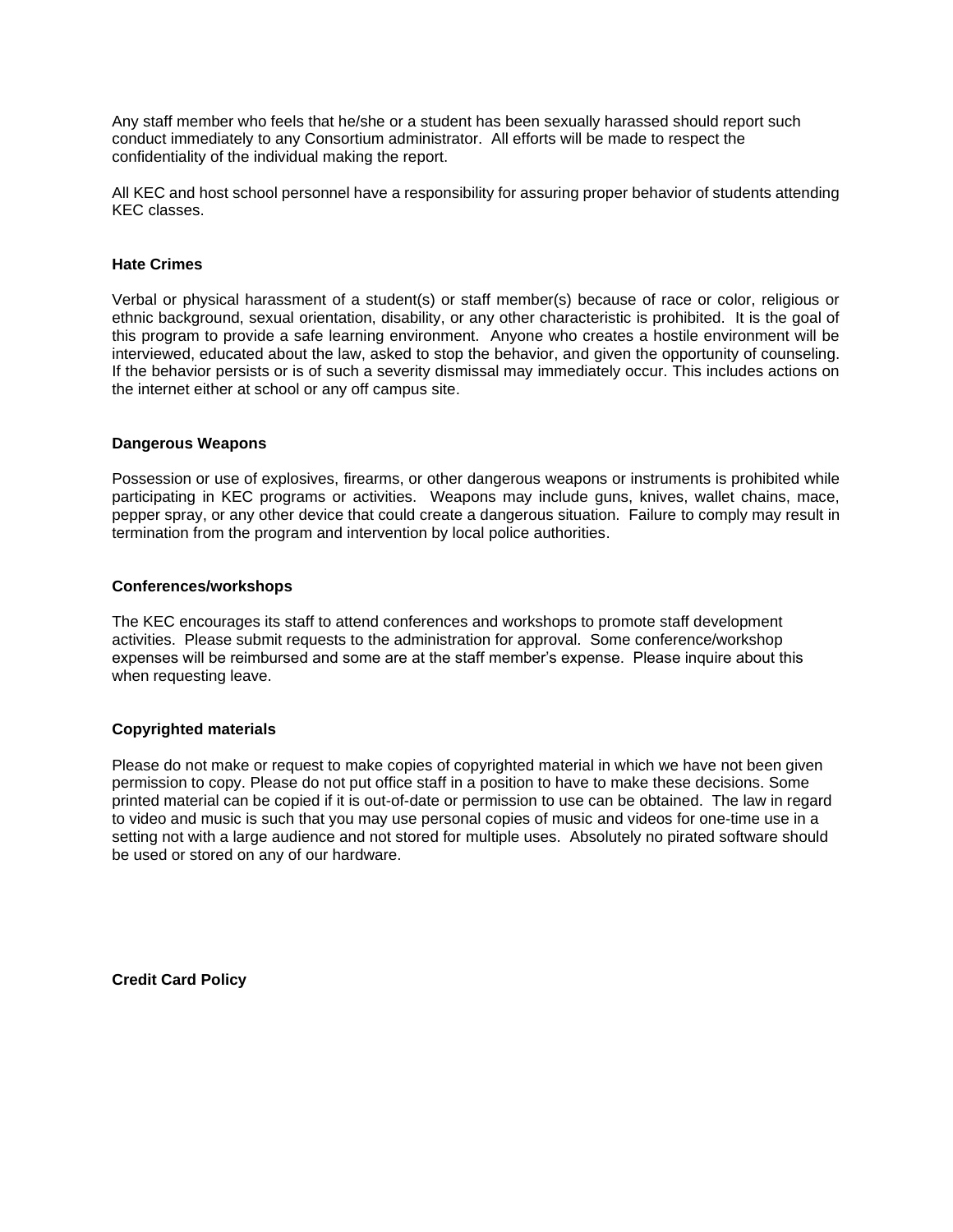Any staff member who feels that he/she or a student has been sexually harassed should report such conduct immediately to any Consortium administrator. All efforts will be made to respect the confidentiality of the individual making the report.

All KEC and host school personnel have a responsibility for assuring proper behavior of students attending KEC classes.

**Hate Crimes**

Verbal or physical harassment of a student(s) or staff member(s) because of race or color, religious or ethnic background, sexual orientation, disability, or any other characteristic is prohibited. It is the goal of this program to provide a safe learning environment. Anyone who creates a hostile environment will be interviewed, educated about the law, asked to stop the behavior, and given the opportunity of counseling. If the behavior persists or is of such a severity dismissal may immediately occur. This includes actions on the internet either at school or any off campus site.

**Dangerous Weapons**

Possession or use of explosives, firearms, or other dangerous weapons or instruments is prohibited while participating in KEC programs or activities. Weapons may include guns, knives, wallet chains, mace, pepper spray, or any other device that could create a dangerous situation. Failure to comply may result in termination from the program and intervention by local police authorities.

**Conferences/workshops**

The KEC encourages its staff to attend conferences and workshops to promote staff development activities. Please submit requests to the administration for approval. Some conference/workshop expenses will be reimbursed and some are at the staff member's expense. Please inquire about this when requesting leave.

**Copyrighted materials**

Please do not make or request to make copies of copyrighted material in which we have not been given permission to copy. Please do not put office staff in a position to have to make these decisions. Some printed material can be copied if it is out-of-date or permission to use can be obtained. The law in regard to video and music is such that you may use personal copies of music and videos for one-time use in a setting not with a large audience and not stored for multiple uses. Absolutely no pirated software should be used or stored on any of our hardware.

**Credit Card Policy**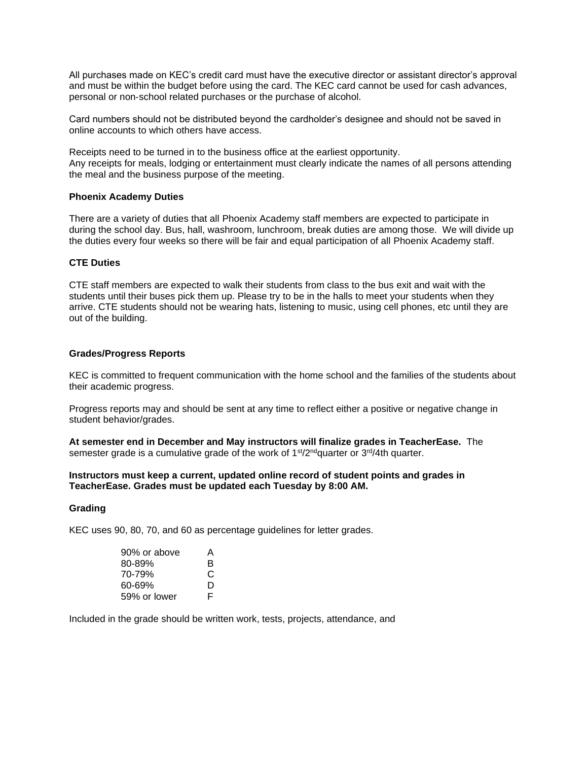All purchases made on KEC's credit card must have the executive director or assistant director's approval and must be within the budget before using the card. The KEC card cannot be used for cash advances, personal or non-school related purchases or the purchase of alcohol.

Card numbers should not be distributed beyond the cardholder's designee and should not be saved in online accounts to which others have access.

Receipts need to be turned in to the business office at the earliest opportunity.
Any receipts for meals, lodging or entertainment must clearly indicate the names of all persons attending the meal and the business purpose of the meeting.

**Phoenix Academy Duties**

There are a variety of duties that all Phoenix Academy staff members are expected to participate in during the school day. Bus, hall, washroom, lunchroom, break duties are among those. We will divide up the duties every four weeks so there will be fair and equal participation of all Phoenix Academy staff.

**CTE Duties**

CTE staff members are expected to walk their students from class to the bus exit and wait with the students until their buses pick them up. Please try to be in the halls to meet your students when they arrive. CTE students should not be wearing hats, listening to music, using cell phones, etc until they are out of the building.

**Grades/Progress Reports**

KEC is committed to frequent communication with the home school and the families of the students about their academic progress.

Progress reports may and should be sent at any time to reflect either a positive or negative change in student behavior/grades.

**At semester end in December and May instructors will finalize grades in TeacherEase.** The semester grade is a cumulative grade of the work of 1st/2nd quarter or 3rd/4th quarter.

**Instructors must keep a current, updated online record of student points and grades in TeacherEase. Grades must be updated each Tuesday by 8:00 AM.**

**Grading**

KEC uses 90, 80, 70, and 60 as percentage guidelines for letter grades.

| Percentage | Grade |
|---|---|
| 90% or above | A |
| 80-89% | B |
| 70-79% | C |
| 60-69% | D |
| 59% or lower | F |

Included in the grade should be written work, tests, projects, attendance, and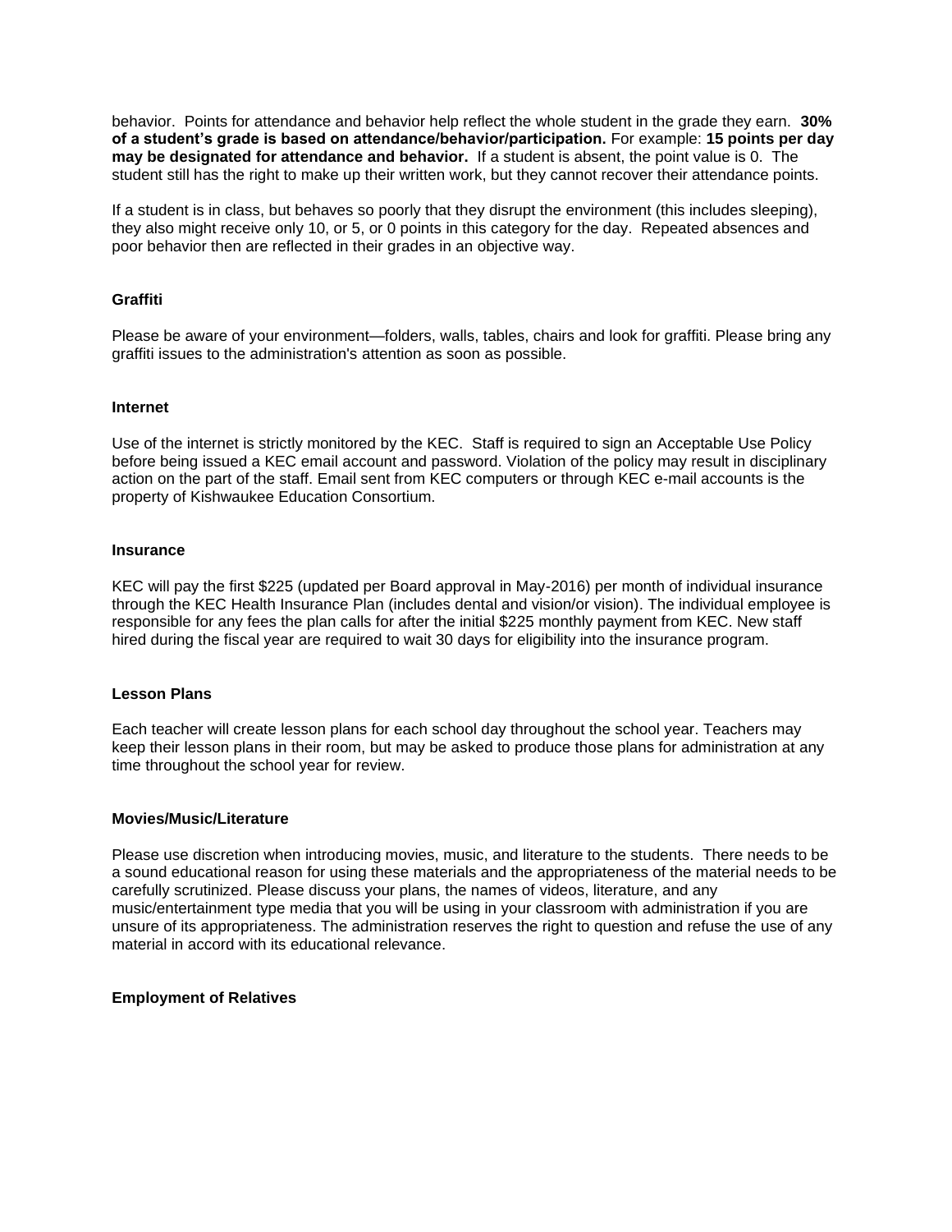behavior. Points for attendance and behavior help reflect the whole student in the grade they earn. **30% of a student's grade is based on attendance/behavior/participation.** For example: **15 points per day may be designated for attendance and behavior.** If a student is absent, the point value is 0. The student still has the right to make up their written work, but they cannot recover their attendance points.

If a student is in class, but behaves so poorly that they disrupt the environment (this includes sleeping), they also might receive only 10, or 5, or 0 points in this category for the day. Repeated absences and poor behavior then are reflected in their grades in an objective way.

### Graffiti

Please be aware of your environment—folders, walls, tables, chairs and look for graffiti. Please bring any graffiti issues to the administration's attention as soon as possible.

### Internet

Use of the internet is strictly monitored by the KEC. Staff is required to sign an Acceptable Use Policy before being issued a KEC email account and password. Violation of the policy may result in disciplinary action on the part of the staff. Email sent from KEC computers or through KEC e-mail accounts is the property of Kishwaukee Education Consortium.

### Insurance

KEC will pay the first $225 (updated per Board approval in May-2016) per month of individual insurance through the KEC Health Insurance Plan (includes dental and vision/or vision). The individual employee is responsible for any fees the plan calls for after the initial $225 monthly payment from KEC. New staff hired during the fiscal year are required to wait 30 days for eligibility into the insurance program.

### Lesson Plans

Each teacher will create lesson plans for each school day throughout the school year. Teachers may keep their lesson plans in their room, but may be asked to produce those plans for administration at any time throughout the school year for review.

### Movies/Music/Literature

Please use discretion when introducing movies, music, and literature to the students. There needs to be a sound educational reason for using these materials and the appropriateness of the material needs to be carefully scrutinized. Please discuss your plans, the names of videos, literature, and any music/entertainment type media that you will be using in your classroom with administration if you are unsure of its appropriateness. The administration reserves the right to question and refuse the use of any material in accord with its educational relevance.

### Employment of Relatives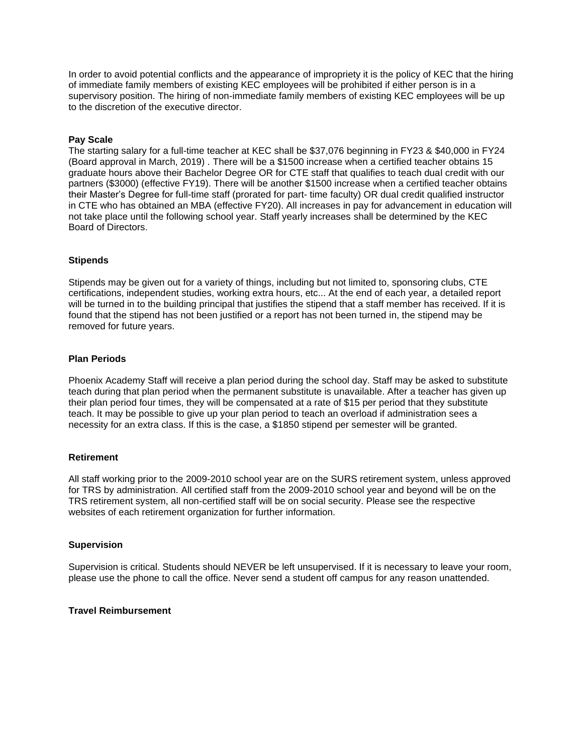In order to avoid potential conflicts and the appearance of impropriety it is the policy of KEC that the hiring of immediate family members of existing KEC employees will be prohibited if either person is in a supervisory position. The hiring of non-immediate family members of existing KEC employees will be up to the discretion of the executive director.

**Pay Scale**

The starting salary for a full-time teacher at KEC shall be $37,076 beginning in FY23 & $40,000 in FY24 (Board approval in March, 2019) . There will be a $1500 increase when a certified teacher obtains 15 graduate hours above their Bachelor Degree OR for CTE staff that qualifies to teach dual credit with our partners ($3000) (effective FY19). There will be another $1500 increase when a certified teacher obtains their Master's Degree for full-time staff (prorated for part- time faculty) OR dual credit qualified instructor in CTE who has obtained an MBA (effective FY20). All increases in pay for advancement in education will not take place until the following school year. Staff yearly increases shall be determined by the KEC Board of Directors.

**Stipends**

Stipends may be given out for a variety of things, including but not limited to, sponsoring clubs, CTE certifications, independent studies, working extra hours, etc... At the end of each year, a detailed report will be turned in to the building principal that justifies the stipend that a staff member has received. If it is found that the stipend has not been justified or a report has not been turned in, the stipend may be removed for future years.

**Plan Periods**

Phoenix Academy Staff will receive a plan period during the school day. Staff may be asked to substitute teach during that plan period when the permanent substitute is unavailable. After a teacher has given up their plan period four times, they will be compensated at a rate of $15 per period that they substitute teach. It may be possible to give up your plan period to teach an overload if administration sees a necessity for an extra class. If this is the case, a $1850 stipend per semester will be granted.

**Retirement**

All staff working prior to the 2009-2010 school year are on the SURS retirement system, unless approved for TRS by administration. All certified staff from the 2009-2010 school year and beyond will be on the TRS retirement system, all non-certified staff will be on social security. Please see the respective websites of each retirement organization for further information.

**Supervision**

Supervision is critical. Students should NEVER be left unsupervised. If it is necessary to leave your room, please use the phone to call the office. Never send a student off campus for any reason unattended.

**Travel Reimbursement**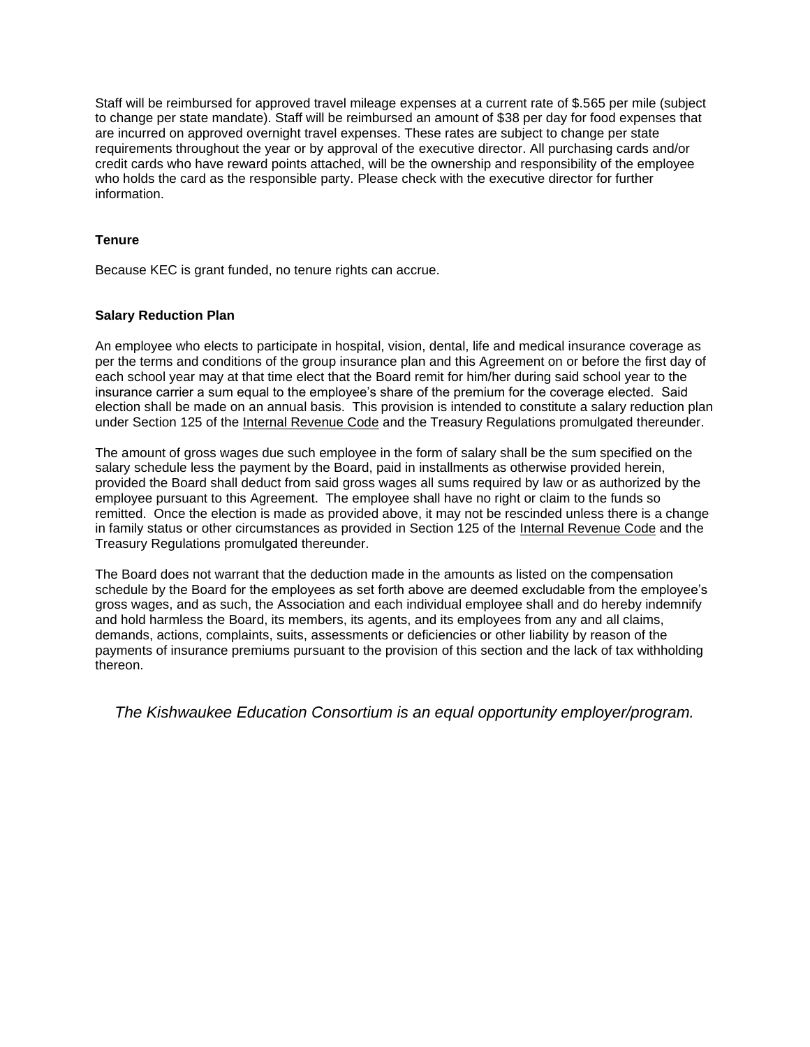Staff will be reimbursed for approved travel mileage expenses at a current rate of $.565 per mile (subject to change per state mandate). Staff will be reimbursed an amount of $38 per day for food expenses that are incurred on approved overnight travel expenses. These rates are subject to change per state requirements throughout the year or by approval of the executive director. All purchasing cards and/or credit cards who have reward points attached, will be the ownership and responsibility of the employee who holds the card as the responsible party. Please check with the executive director for further information.

**Tenure**

Because KEC is grant funded, no tenure rights can accrue.

**Salary Reduction Plan**

An employee who elects to participate in hospital, vision, dental, life and medical insurance coverage as per the terms and conditions of the group insurance plan and this Agreement on or before the first day of each school year may at that time elect that the Board remit for him/her during said school year to the insurance carrier a sum equal to the employee's share of the premium for the coverage elected. Said election shall be made on an annual basis. This provision is intended to constitute a salary reduction plan under Section 125 of the Internal Revenue Code and the Treasury Regulations promulgated thereunder.

The amount of gross wages due such employee in the form of salary shall be the sum specified on the salary schedule less the payment by the Board, paid in installments as otherwise provided herein, provided the Board shall deduct from said gross wages all sums required by law or as authorized by the employee pursuant to this Agreement. The employee shall have no right or claim to the funds so remitted. Once the election is made as provided above, it may not be rescinded unless there is a change in family status or other circumstances as provided in Section 125 of the Internal Revenue Code and the Treasury Regulations promulgated thereunder.

The Board does not warrant that the deduction made in the amounts as listed on the compensation schedule by the Board for the employees as set forth above are deemed excludable from the employee's gross wages, and as such, the Association and each individual employee shall and do hereby indemnify and hold harmless the Board, its members, its agents, and its employees from any and all claims, demands, actions, complaints, suits, assessments or deficiencies or other liability by reason of the payments of insurance premiums pursuant to the provision of this section and the lack of tax withholding thereon.

*The Kishwaukee Education Consortium is an equal opportunity employer/program.*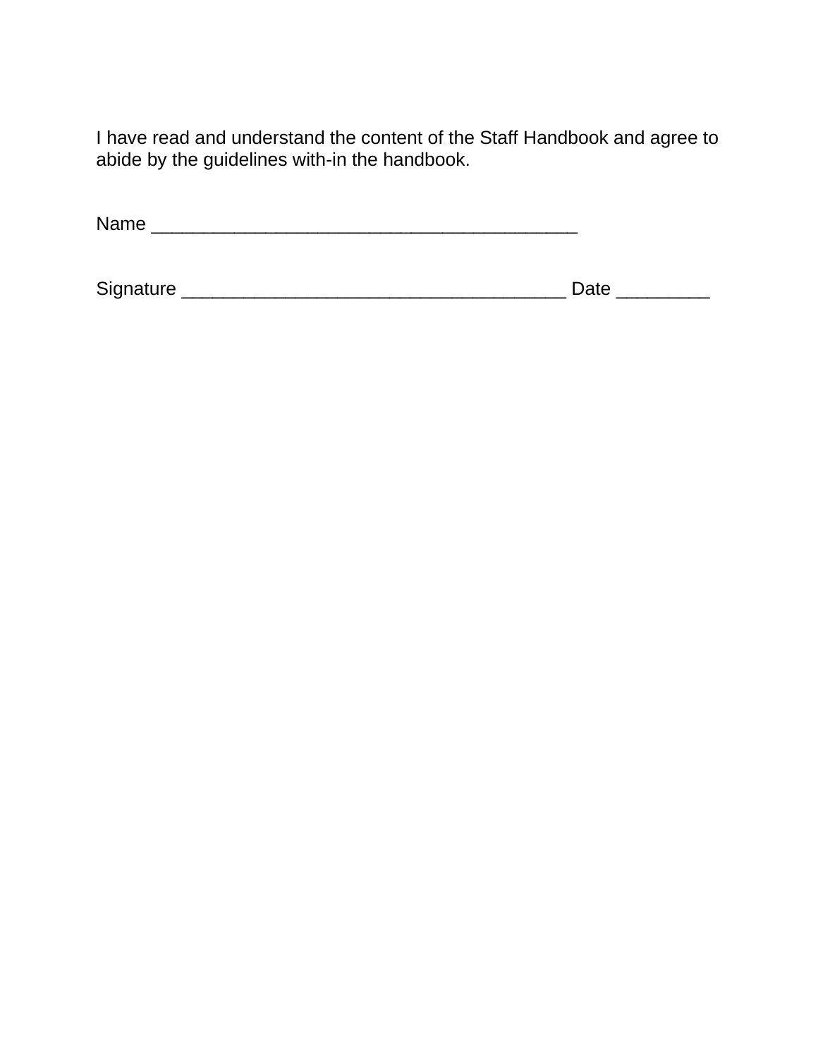I have read and understand the content of the Staff Handbook and agree to abide by the guidelines with-in the handbook.

Name _________________________________________

Signature _____________________________________ Date _________